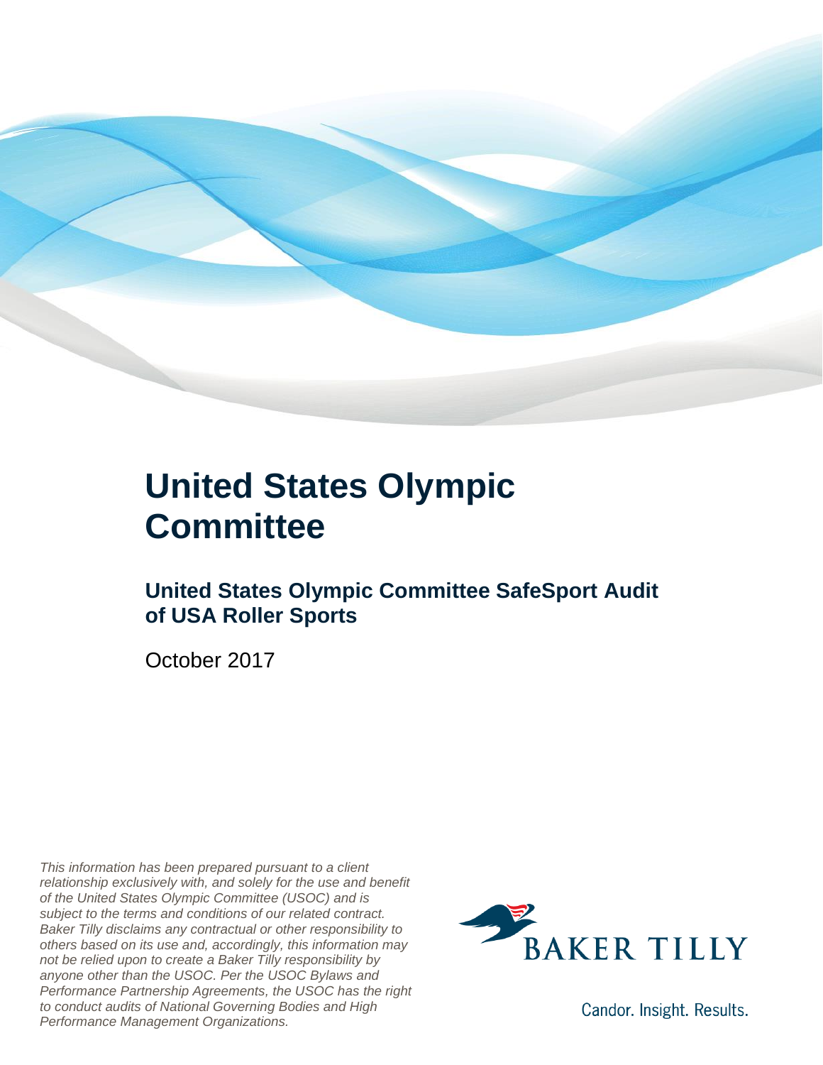# United States Olympic Committee

## United States Olympic Committee SafeSport Audit of USA Roller Sports

October 2017

*This information has been prepared pursuant to a client relationship exclusively with, and solely for the use and benefit of the United States Olympic Committee (USOC) and is subject to the terms and conditions of our related contract. Baker Tilly disclaims any contractual or other responsibility to others based on its use and, accordingly, this information may not be relied upon to create a Baker Tilly responsibility by anyone other than the USOC. Per the USOC Bylaws and Performance Partnership Agreements, the USOC has the right to conduct audits of National Governing Bodies and High Performance Management Organizations.*

BAKER TILLY

Candor. Insight. Results.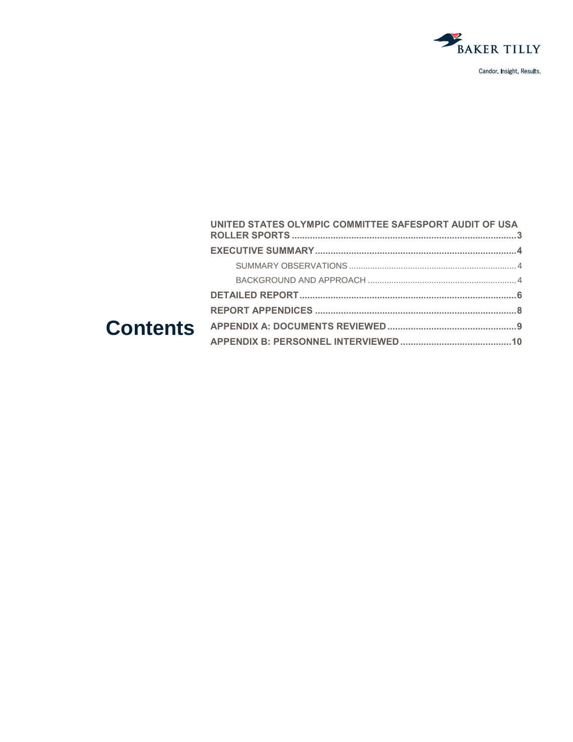# Contents

- UNITED STATES OLYMPIC COMMITTEE SAFESPORT AUDIT OF USA ROLLER SPORTS .....3
- EXECUTIVE SUMMARY .....4
  - SUMMARY OBSERVATIONS .....4
  - BACKGROUND AND APPROACH .....4
- DETAILED REPORT .....6
- REPORT APPENDICES .....8
- APPENDIX A: DOCUMENTS REVIEWED .....9
- APPENDIX B: PERSONNEL INTERVIEWED .....10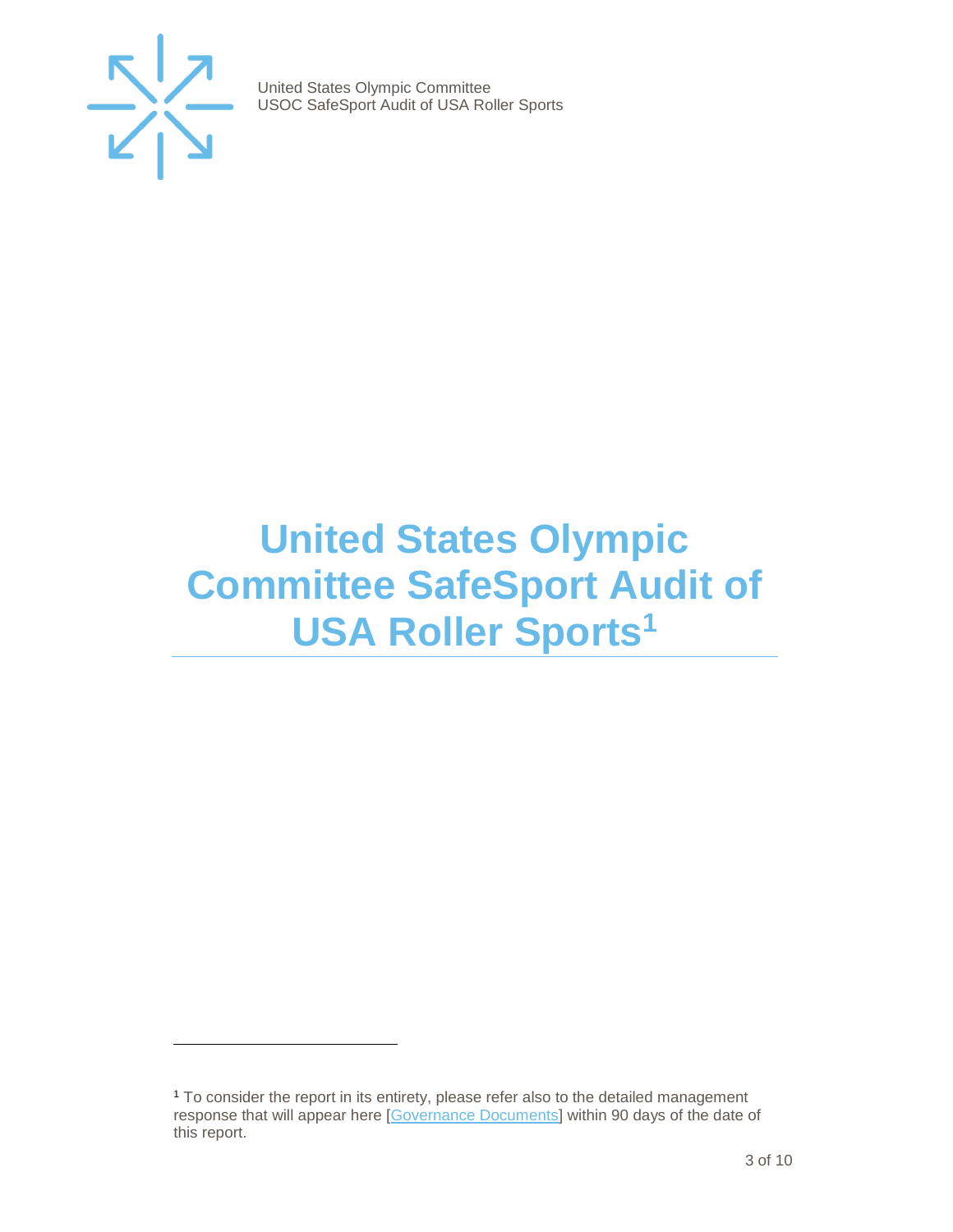# United States Olympic Committee SafeSport Audit of USA Roller Sports[1]

[1] To consider the report in its entirety, please refer also to the detailed management response that will appear here [Governance Documents] within 90 days of the date of this report.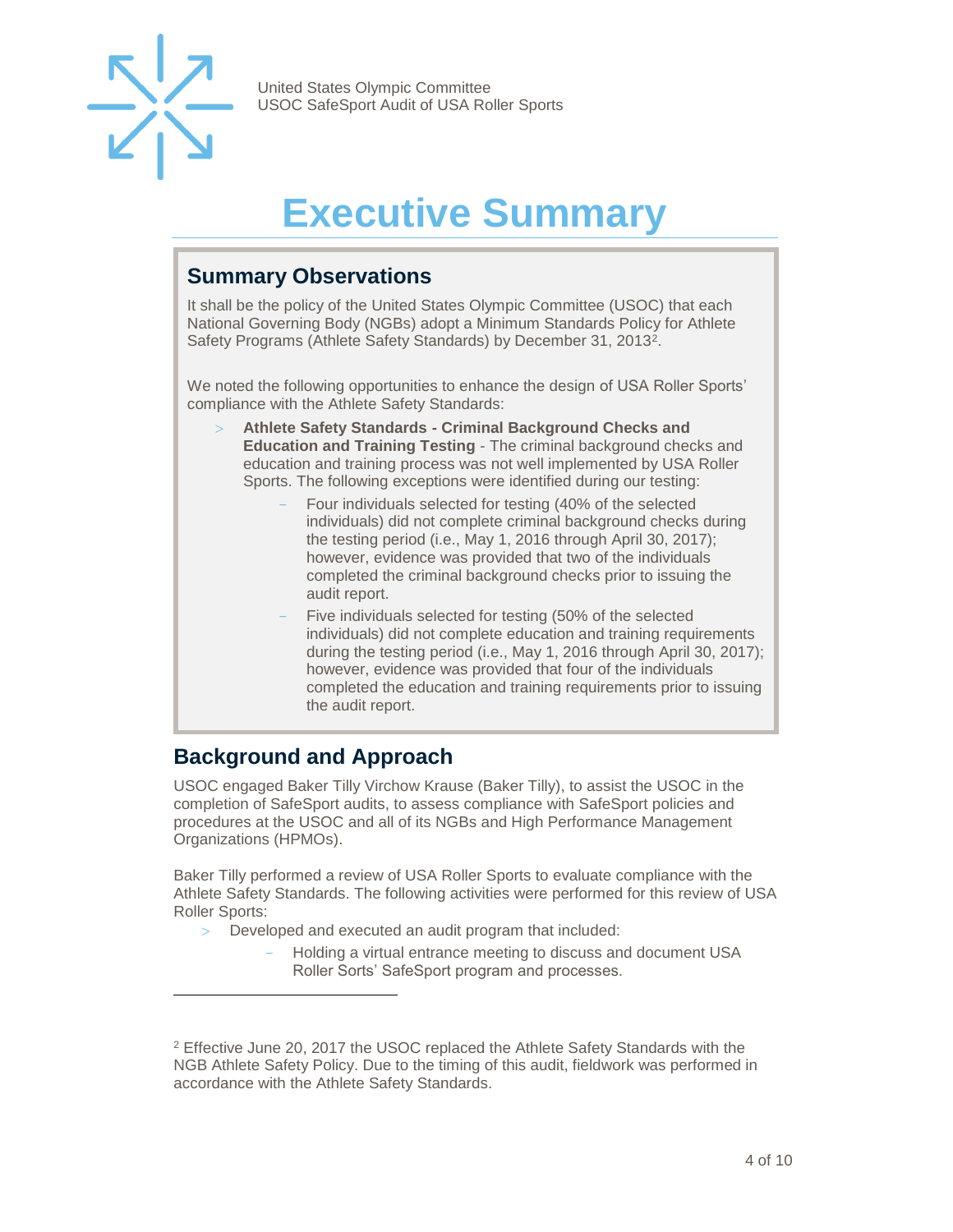# Executive Summary

## Summary Observations

It shall be the policy of the United States Olympic Committee (USOC) that each National Governing Body (NGBs) adopt a Minimum Standards Policy for Athlete Safety Programs (Athlete Safety Standards) by December 31, 2013[2].

We noted the following opportunities to enhance the design of USA Roller Sports' compliance with the Athlete Safety Standards:

- **Athlete Safety Standards - Criminal Background Checks and Education and Training Testing** - The criminal background checks and education and training process was not well implemented by USA Roller Sports. The following exceptions were identified during our testing:
  - Four individuals selected for testing (40% of the selected individuals) did not complete criminal background checks during the testing period (i.e., May 1, 2016 through April 30, 2017); however, evidence was provided that two of the individuals completed the criminal background checks prior to issuing the audit report.
  - Five individuals selected for testing (50% of the selected individuals) did not complete education and training requirements during the testing period (i.e., May 1, 2016 through April 30, 2017); however, evidence was provided that four of the individuals completed the education and training requirements prior to issuing the audit report.

## Background and Approach

USOC engaged Baker Tilly Virchow Krause (Baker Tilly), to assist the USOC in the completion of SafeSport audits, to assess compliance with SafeSport policies and procedures at the USOC and all of its NGBs and High Performance Management Organizations (HPMOs).

Baker Tilly performed a review of USA Roller Sports to evaluate compliance with the Athlete Safety Standards. The following activities were performed for this review of USA Roller Sports:

- Developed and executed an audit program that included:
  - Holding a virtual entrance meeting to discuss and document USA Roller Sorts' SafeSport program and processes.

[2] Effective June 20, 2017 the USOC replaced the Athlete Safety Standards with the NGB Athlete Safety Policy. Due to the timing of this audit, fieldwork was performed in accordance with the Athlete Safety Standards.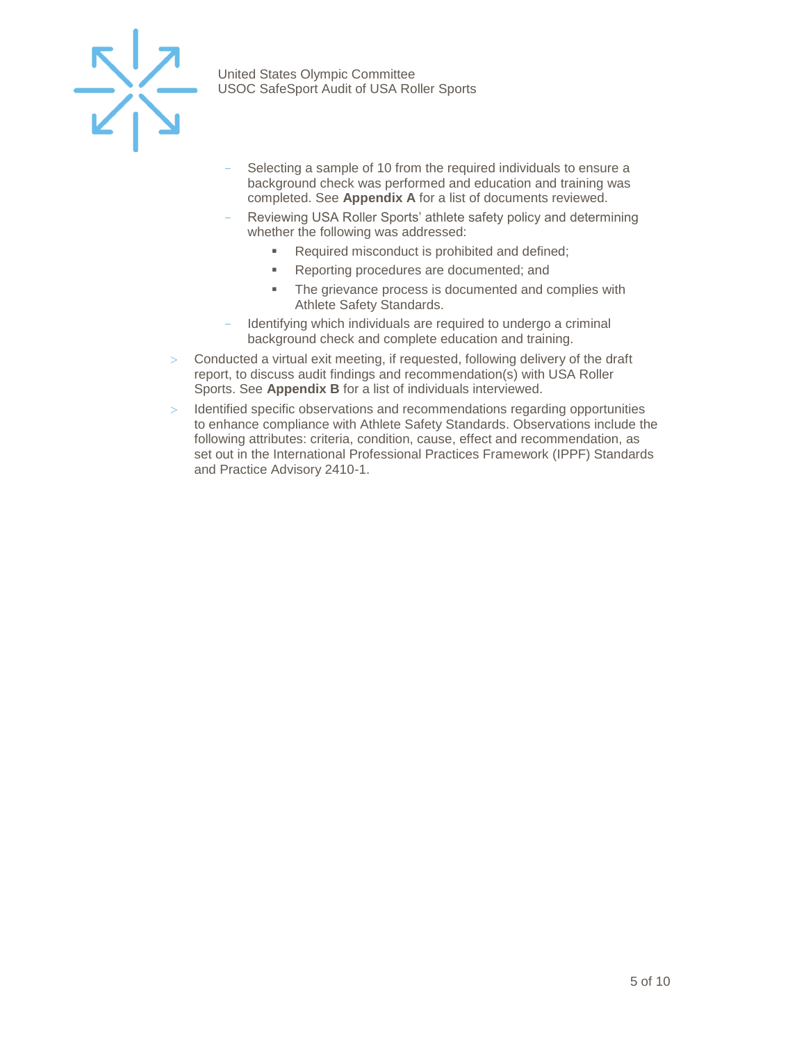- Selecting a sample of 10 from the required individuals to ensure a background check was performed and education and training was completed. See **Appendix A** for a list of documents reviewed.
  - Reviewing USA Roller Sports' athlete safety policy and determining whether the following was addressed:
    - Required misconduct is prohibited and defined;
    - Reporting procedures are documented; and
    - The grievance process is documented and complies with Athlete Safety Standards.
  - Identifying which individuals are required to undergo a criminal background check and complete education and training.
- Conducted a virtual exit meeting, if requested, following delivery of the draft report, to discuss audit findings and recommendation(s) with USA Roller Sports. See **Appendix B** for a list of individuals interviewed.
- Identified specific observations and recommendations regarding opportunities to enhance compliance with Athlete Safety Standards. Observations include the following attributes: criteria, condition, cause, effect and recommendation, as set out in the International Professional Practices Framework (IPPF) Standards and Practice Advisory 2410-1.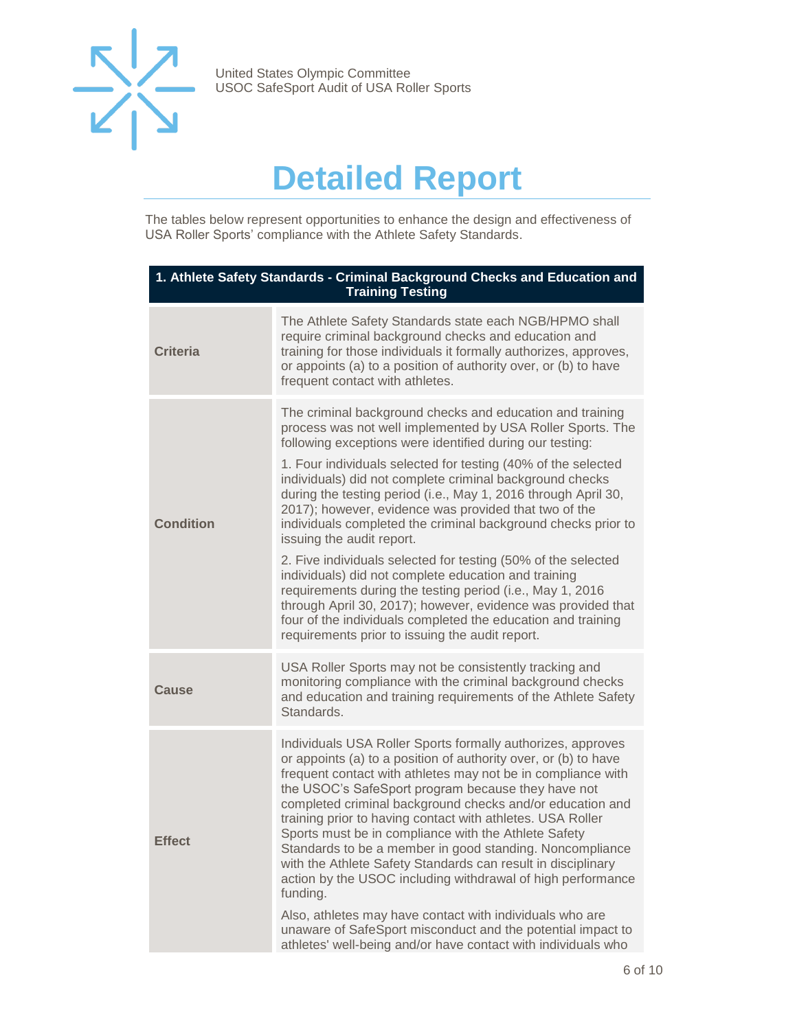# Detailed Report

The tables below represent opportunities to enhance the design and effectiveness of USA Roller Sports' compliance with the Athlete Safety Standards.

| 1. Athlete Safety Standards - Criminal Background Checks and Education and Training Testing | |
|---|---|
| **Criteria** | The Athlete Safety Standards state each NGB/HPMO shall require criminal background checks and education and training for those individuals it formally authorizes, approves, or appoints (a) to a position of authority over, or (b) to have frequent contact with athletes. |
| **Condition** | The criminal background checks and education and training process was not well implemented by USA Roller Sports. The following exceptions were identified during our testing:<br><br>1. Four individuals selected for testing (40% of the selected individuals) did not complete criminal background checks during the testing period (i.e., May 1, 2016 through April 30, 2017); however, evidence was provided that two of the individuals completed the criminal background checks prior to issuing the audit report.<br><br>2. Five individuals selected for testing (50% of the selected individuals) did not complete education and training requirements during the testing period (i.e., May 1, 2016 through April 30, 2017); however, evidence was provided that four of the individuals completed the education and training requirements prior to issuing the audit report. |
| **Cause** | USA Roller Sports may not be consistently tracking and monitoring compliance with the criminal background checks and education and training requirements of the Athlete Safety Standards. |
| **Effect** | Individuals USA Roller Sports formally authorizes, approves or appoints (a) to a position of authority over, or (b) to have frequent contact with athletes may not be in compliance with the USOC's SafeSport program because they have not completed criminal background checks and/or education and training prior to having contact with athletes. USA Roller Sports must be in compliance with the Athlete Safety Standards to be a member in good standing. Noncompliance with the Athlete Safety Standards can result in disciplinary action by the USOC including withdrawal of high performance funding.<br><br>Also, athletes may have contact with individuals who are unaware of SafeSport misconduct and the potential impact to athletes' well-being and/or have contact with individuals who |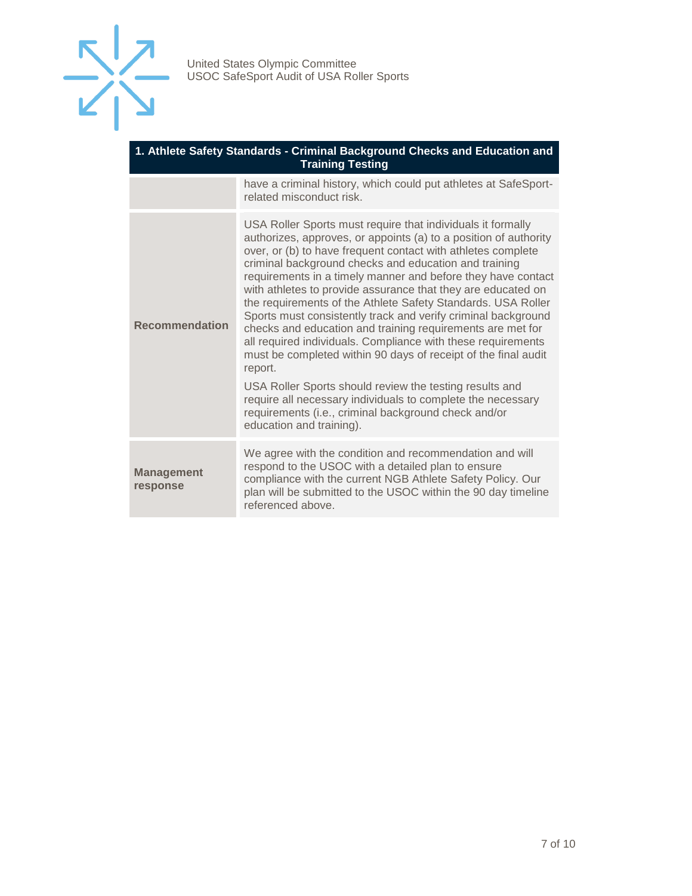| 1. Athlete Safety Standards - Criminal Background Checks and Education and Training Testing | |
|---|---|
| | have a criminal history, which could put athletes at SafeSport-related misconduct risk. |
| **Recommendation** | USA Roller Sports must require that individuals it formally authorizes, approves, or appoints (a) to a position of authority over, or (b) to have frequent contact with athletes complete criminal background checks and education and training requirements in a timely manner and before they have contact with athletes to provide assurance that they are educated on the requirements of the Athlete Safety Standards. USA Roller Sports must consistently track and verify criminal background checks and education and training requirements are met for all required individuals. Compliance with these requirements must be completed within 90 days of receipt of the final audit report.<br><br>USA Roller Sports should review the testing results and require all necessary individuals to complete the necessary requirements (i.e., criminal background check and/or education and training). |
| **Management response** | We agree with the condition and recommendation and will respond to the USOC with a detailed plan to ensure compliance with the current NGB Athlete Safety Policy. Our plan will be submitted to the USOC within the 90 day timeline referenced above. |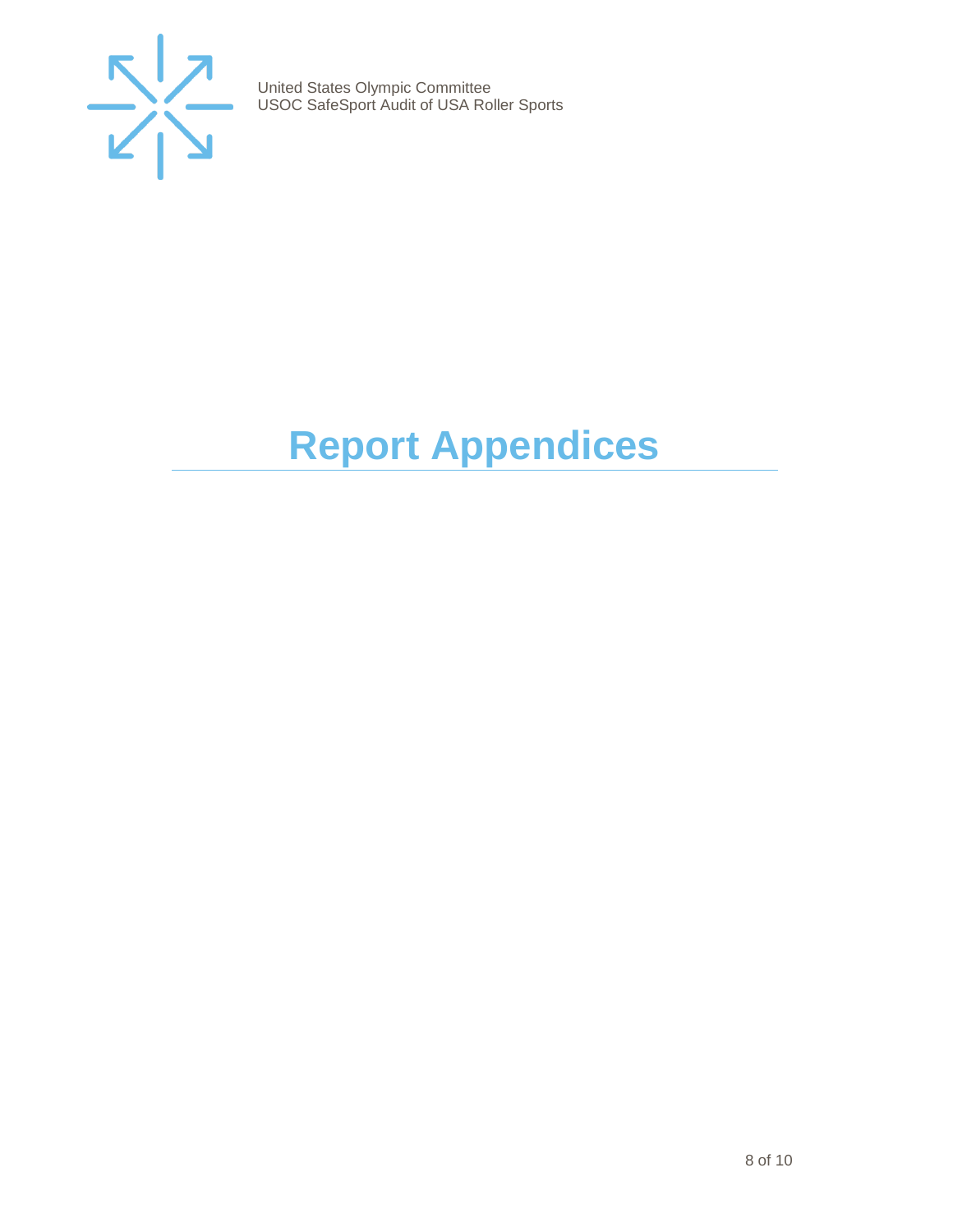# Report Appendices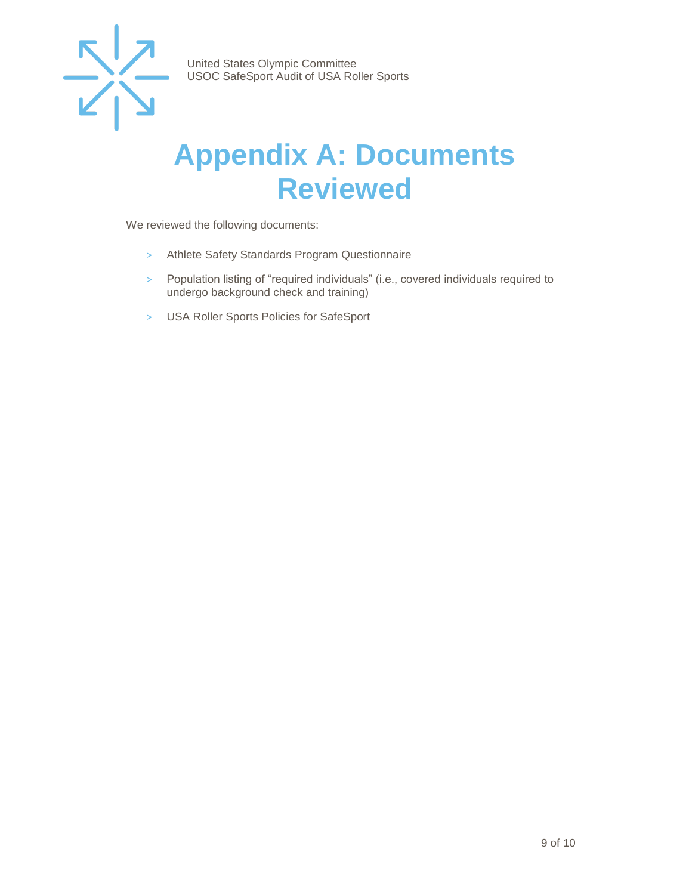# Appendix A: Documents Reviewed

We reviewed the following documents:

- Athlete Safety Standards Program Questionnaire
- Population listing of "required individuals" (i.e., covered individuals required to undergo background check and training)
- USA Roller Sports Policies for SafeSport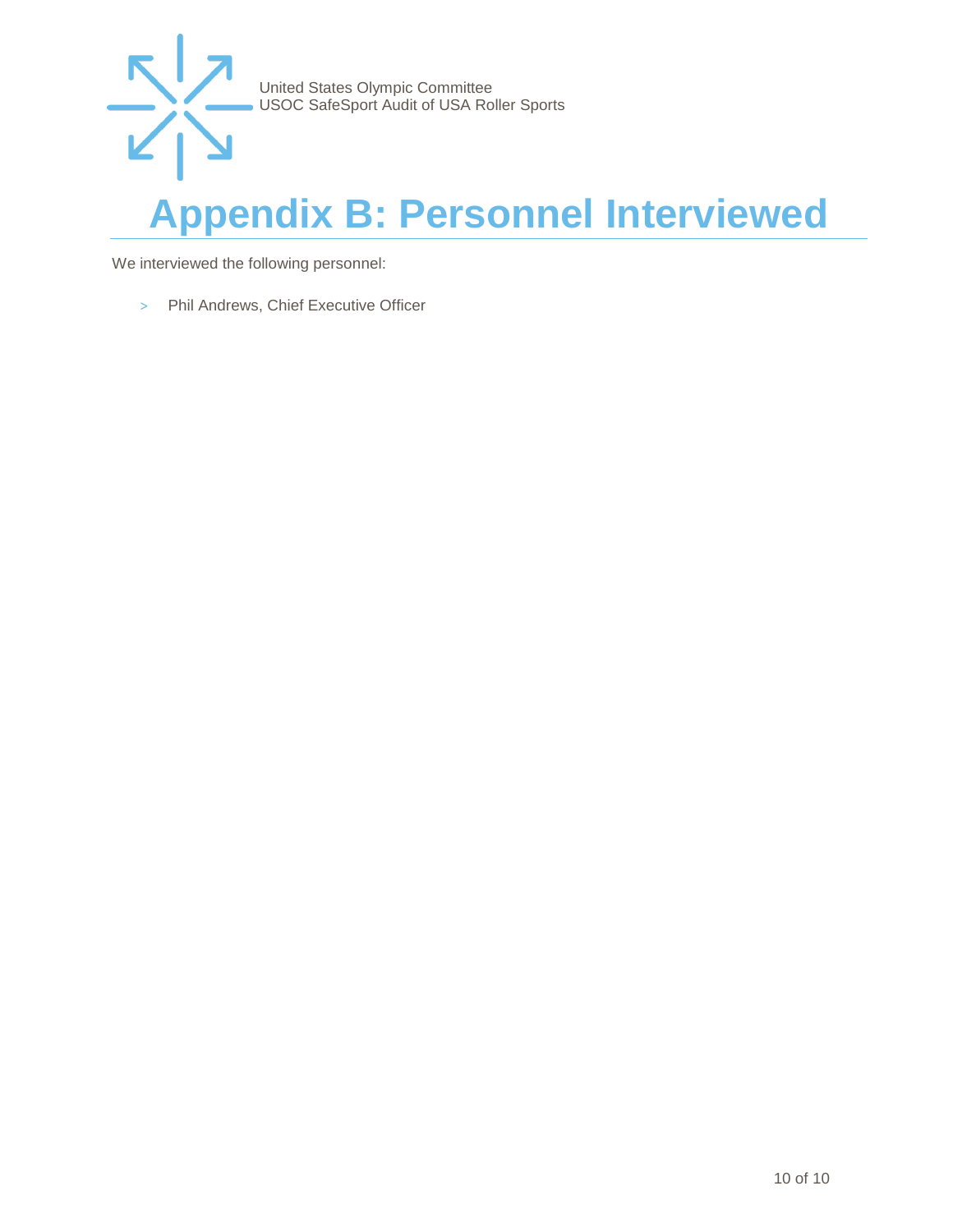# Appendix B: Personnel Interviewed

We interviewed the following personnel:

- Phil Andrews, Chief Executive Officer